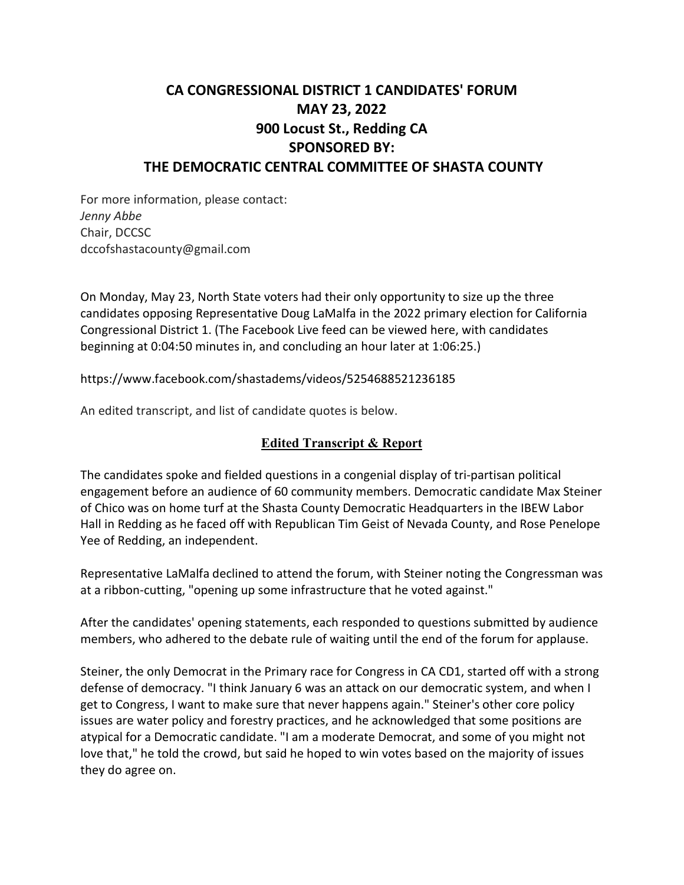# CA CONGRESSIONAL DISTRICT 1 CANDIDATES' FORUM
# MAY 23, 2022
# 900 Locust St., Redding CA
# SPONSORED BY:
# THE DEMOCRATIC CENTRAL COMMITTEE OF SHASTA COUNTY

For more information, please contact:
*Jenny Abbe*
Chair, DCCSC
dccofshastacounty@gmail.com

On Monday, May 23, North State voters had their only opportunity to size up the three candidates opposing Representative Doug LaMalfa in the 2022 primary election for California Congressional District 1. (The Facebook Live feed can be viewed here, with candidates beginning at 0:04:50 minutes in, and concluding an hour later at 1:06:25.)

https://www.facebook.com/shastadems/videos/5254688521236185

An edited transcript, and list of candidate quotes is below.

## Edited Transcript & Report

The candidates spoke and fielded questions in a congenial display of tri-partisan political engagement before an audience of 60 community members. Democratic candidate Max Steiner of Chico was on home turf at the Shasta County Democratic Headquarters in the IBEW Labor Hall in Redding as he faced off with Republican Tim Geist of Nevada County, and Rose Penelope Yee of Redding, an independent.

Representative LaMalfa declined to attend the forum, with Steiner noting the Congressman was at a ribbon-cutting, "opening up some infrastructure that he voted against."

After the candidates' opening statements, each responded to questions submitted by audience members, who adhered to the debate rule of waiting until the end of the forum for applause.

Steiner, the only Democrat in the Primary race for Congress in CA CD1, started off with a strong defense of democracy. "I think January 6 was an attack on our democratic system, and when I get to Congress, I want to make sure that never happens again." Steiner's other core policy issues are water policy and forestry practices, and he acknowledged that some positions are atypical for a Democratic candidate. "I am a moderate Democrat, and some of you might not love that," he told the crowd, but said he hoped to win votes based on the majority of issues they do agree on.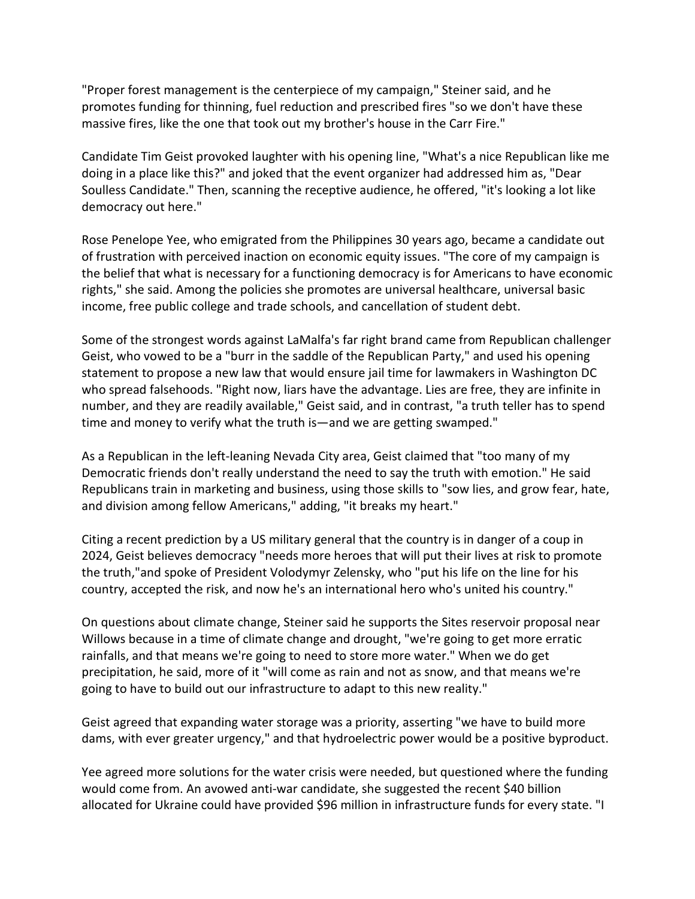"Proper forest management is the centerpiece of my campaign," Steiner said, and he promotes funding for thinning, fuel reduction and prescribed fires "so we don't have these massive fires, like the one that took out my brother's house in the Carr Fire."

Candidate Tim Geist provoked laughter with his opening line, "What's a nice Republican like me doing in a place like this?" and joked that the event organizer had addressed him as, "Dear Soulless Candidate." Then, scanning the receptive audience, he offered, "it's looking a lot like democracy out here."

Rose Penelope Yee, who emigrated from the Philippines 30 years ago, became a candidate out of frustration with perceived inaction on economic equity issues. "The core of my campaign is the belief that what is necessary for a functioning democracy is for Americans to have economic rights," she said. Among the policies she promotes are universal healthcare, universal basic income, free public college and trade schools, and cancellation of student debt.

Some of the strongest words against LaMalfa's far right brand came from Republican challenger Geist, who vowed to be a "burr in the saddle of the Republican Party," and used his opening statement to propose a new law that would ensure jail time for lawmakers in Washington DC who spread falsehoods. "Right now, liars have the advantage. Lies are free, they are infinite in number, and they are readily available," Geist said, and in contrast, "a truth teller has to spend time and money to verify what the truth is—and we are getting swamped."

As a Republican in the left-leaning Nevada City area, Geist claimed that "too many of my Democratic friends don't really understand the need to say the truth with emotion." He said Republicans train in marketing and business, using those skills to "sow lies, and grow fear, hate, and division among fellow Americans," adding, "it breaks my heart."

Citing a recent prediction by a US military general that the country is in danger of a coup in 2024, Geist believes democracy "needs more heroes that will put their lives at risk to promote the truth,"and spoke of President Volodymyr Zelensky, who "put his life on the line for his country, accepted the risk, and now he's an international hero who's united his country."

On questions about climate change, Steiner said he supports the Sites reservoir proposal near Willows because in a time of climate change and drought, "we're going to get more erratic rainfalls, and that means we're going to need to store more water." When we do get precipitation, he said, more of it "will come as rain and not as snow, and that means we're going to have to build out our infrastructure to adapt to this new reality."

Geist agreed that expanding water storage was a priority, asserting "we have to build more dams, with ever greater urgency," and that hydroelectric power would be a positive byproduct.

Yee agreed more solutions for the water crisis were needed, but questioned where the funding would come from. An avowed anti-war candidate, she suggested the recent $40 billion allocated for Ukraine could have provided $96 million in infrastructure funds for every state. "I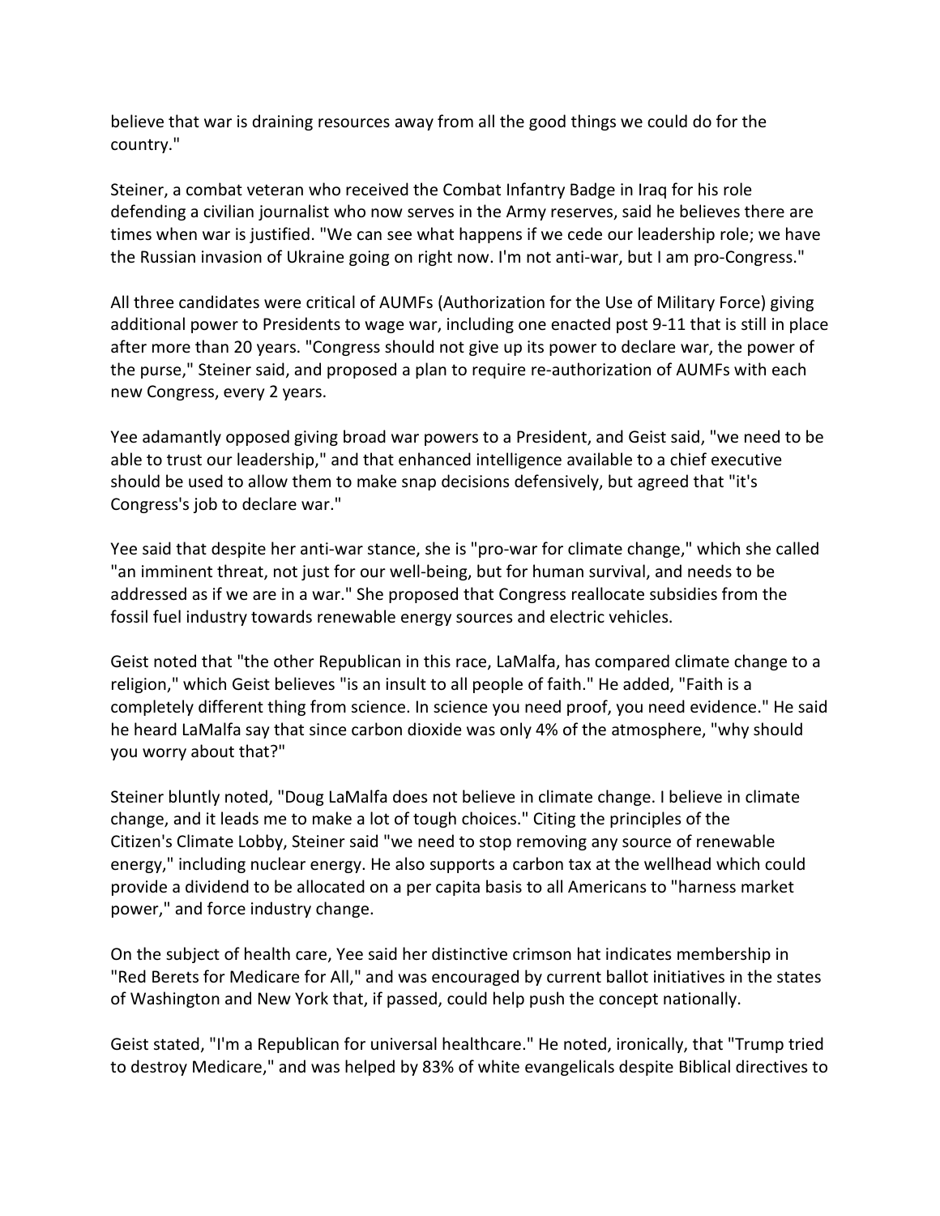believe that war is draining resources away from all the good things we could do for the country."

Steiner, a combat veteran who received the Combat Infantry Badge in Iraq for his role defending a civilian journalist who now serves in the Army reserves, said he believes there are times when war is justified. "We can see what happens if we cede our leadership role; we have the Russian invasion of Ukraine going on right now. I'm not anti-war, but I am pro-Congress."

All three candidates were critical of AUMFs (Authorization for the Use of Military Force) giving additional power to Presidents to wage war, including one enacted post 9-11 that is still in place after more than 20 years. "Congress should not give up its power to declare war, the power of the purse," Steiner said, and proposed a plan to require re-authorization of AUMFs with each new Congress, every 2 years.

Yee adamantly opposed giving broad war powers to a President, and Geist said, "we need to be able to trust our leadership," and that enhanced intelligence available to a chief executive should be used to allow them to make snap decisions defensively, but agreed that "it's Congress's job to declare war."

Yee said that despite her anti-war stance, she is "pro-war for climate change," which she called "an imminent threat, not just for our well-being, but for human survival, and needs to be addressed as if we are in a war." She proposed that Congress reallocate subsidies from the fossil fuel industry towards renewable energy sources and electric vehicles.

Geist noted that "the other Republican in this race, LaMalfa, has compared climate change to a religion," which Geist believes "is an insult to all people of faith." He added, "Faith is a completely different thing from science. In science you need proof, you need evidence." He said he heard LaMalfa say that since carbon dioxide was only 4% of the atmosphere, "why should you worry about that?"

Steiner bluntly noted, "Doug LaMalfa does not believe in climate change. I believe in climate change, and it leads me to make a lot of tough choices." Citing the principles of the Citizen's Climate Lobby, Steiner said "we need to stop removing any source of renewable energy," including nuclear energy. He also supports a carbon tax at the wellhead which could provide a dividend to be allocated on a per capita basis to all Americans to "harness market power," and force industry change.

On the subject of health care, Yee said her distinctive crimson hat indicates membership in "Red Berets for Medicare for All," and was encouraged by current ballot initiatives in the states of Washington and New York that, if passed, could help push the concept nationally.

Geist stated, "I'm a Republican for universal healthcare." He noted, ironically, that "Trump tried to destroy Medicare," and was helped by 83% of white evangelicals despite Biblical directives to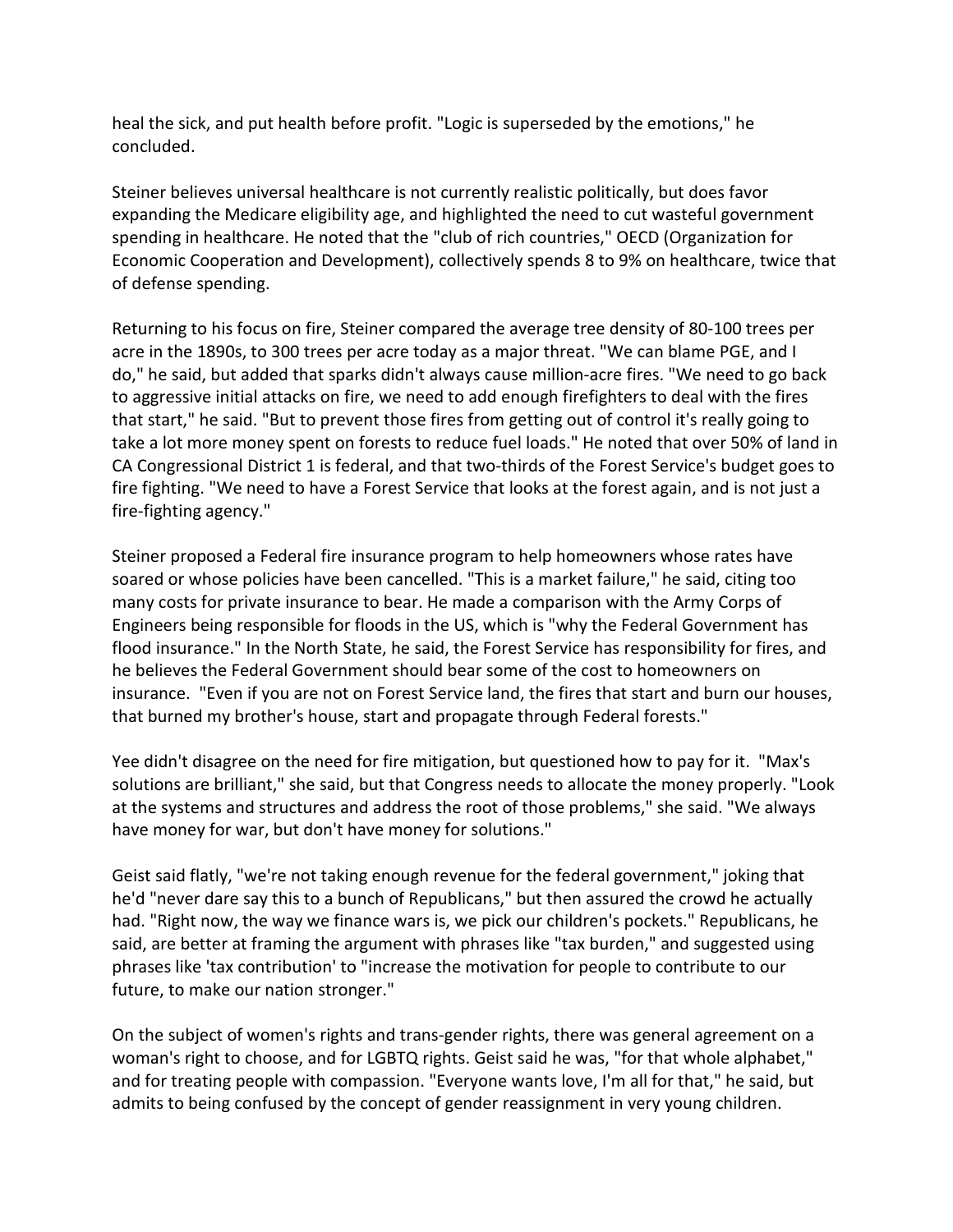heal the sick, and put health before profit. "Logic is superseded by the emotions," he concluded.

Steiner believes universal healthcare is not currently realistic politically, but does favor expanding the Medicare eligibility age, and highlighted the need to cut wasteful government spending in healthcare. He noted that the "club of rich countries," OECD (Organization for Economic Cooperation and Development), collectively spends 8 to 9% on healthcare, twice that of defense spending.

Returning to his focus on fire, Steiner compared the average tree density of 80-100 trees per acre in the 1890s, to 300 trees per acre today as a major threat. "We can blame PGE, and I do," he said, but added that sparks didn't always cause million-acre fires. "We need to go back to aggressive initial attacks on fire, we need to add enough firefighters to deal with the fires that start," he said. "But to prevent those fires from getting out of control it's really going to take a lot more money spent on forests to reduce fuel loads." He noted that over 50% of land in CA Congressional District 1 is federal, and that two-thirds of the Forest Service's budget goes to fire fighting. "We need to have a Forest Service that looks at the forest again, and is not just a fire-fighting agency."

Steiner proposed a Federal fire insurance program to help homeowners whose rates have soared or whose policies have been cancelled. "This is a market failure," he said, citing too many costs for private insurance to bear. He made a comparison with the Army Corps of Engineers being responsible for floods in the US, which is "why the Federal Government has flood insurance." In the North State, he said, the Forest Service has responsibility for fires, and he believes the Federal Government should bear some of the cost to homeowners on insurance. "Even if you are not on Forest Service land, the fires that start and burn our houses, that burned my brother's house, start and propagate through Federal forests."

Yee didn't disagree on the need for fire mitigation, but questioned how to pay for it. "Max's solutions are brilliant," she said, but that Congress needs to allocate the money properly. "Look at the systems and structures and address the root of those problems," she said. "We always have money for war, but don't have money for solutions."

Geist said flatly, "we're not taking enough revenue for the federal government," joking that he'd "never dare say this to a bunch of Republicans," but then assured the crowd he actually had. "Right now, the way we finance wars is, we pick our children's pockets." Republicans, he said, are better at framing the argument with phrases like "tax burden," and suggested using phrases like 'tax contribution' to "increase the motivation for people to contribute to our future, to make our nation stronger."

On the subject of women's rights and trans-gender rights, there was general agreement on a woman's right to choose, and for LGBTQ rights. Geist said he was, "for that whole alphabet," and for treating people with compassion. "Everyone wants love, I'm all for that," he said, but admits to being confused by the concept of gender reassignment in very young children.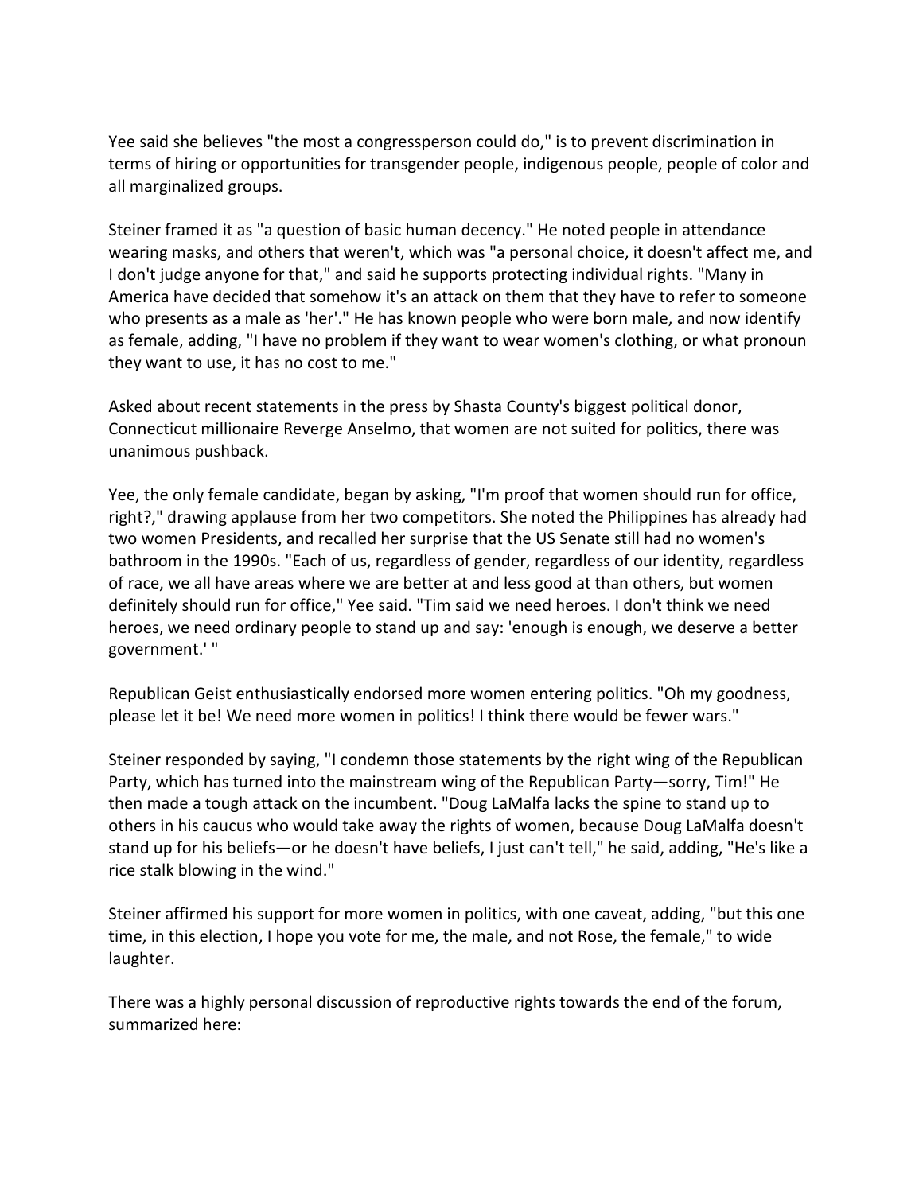Yee said she believes "the most a congressperson could do," is to prevent discrimination in terms of hiring or opportunities for transgender people, indigenous people, people of color and all marginalized groups.

Steiner framed it as "a question of basic human decency." He noted people in attendance wearing masks, and others that weren't, which was "a personal choice, it doesn't affect me, and I don't judge anyone for that," and said he supports protecting individual rights. "Many in America have decided that somehow it's an attack on them that they have to refer to someone who presents as a male as 'her'." He has known people who were born male, and now identify as female, adding, "I have no problem if they want to wear women's clothing, or what pronoun they want to use, it has no cost to me."

Asked about recent statements in the press by Shasta County's biggest political donor, Connecticut millionaire Reverge Anselmo, that women are not suited for politics, there was unanimous pushback.

Yee, the only female candidate, began by asking, "I'm proof that women should run for office, right?," drawing applause from her two competitors. She noted the Philippines has already had two women Presidents, and recalled her surprise that the US Senate still had no women's bathroom in the 1990s. "Each of us, regardless of gender, regardless of our identity, regardless of race, we all have areas where we are better at and less good at than others, but women definitely should run for office," Yee said. "Tim said we need heroes. I don't think we need heroes, we need ordinary people to stand up and say: 'enough is enough, we deserve a better government.' "

Republican Geist enthusiastically endorsed more women entering politics. "Oh my goodness, please let it be! We need more women in politics! I think there would be fewer wars."

Steiner responded by saying, "I condemn those statements by the right wing of the Republican Party, which has turned into the mainstream wing of the Republican Party—sorry, Tim!" He then made a tough attack on the incumbent. "Doug LaMalfa lacks the spine to stand up to others in his caucus who would take away the rights of women, because Doug LaMalfa doesn't stand up for his beliefs—or he doesn't have beliefs, I just can't tell," he said, adding, "He's like a rice stalk blowing in the wind."

Steiner affirmed his support for more women in politics, with one caveat, adding, "but this one time, in this election, I hope you vote for me, the male, and not Rose, the female," to wide laughter.

There was a highly personal discussion of reproductive rights towards the end of the forum, summarized here: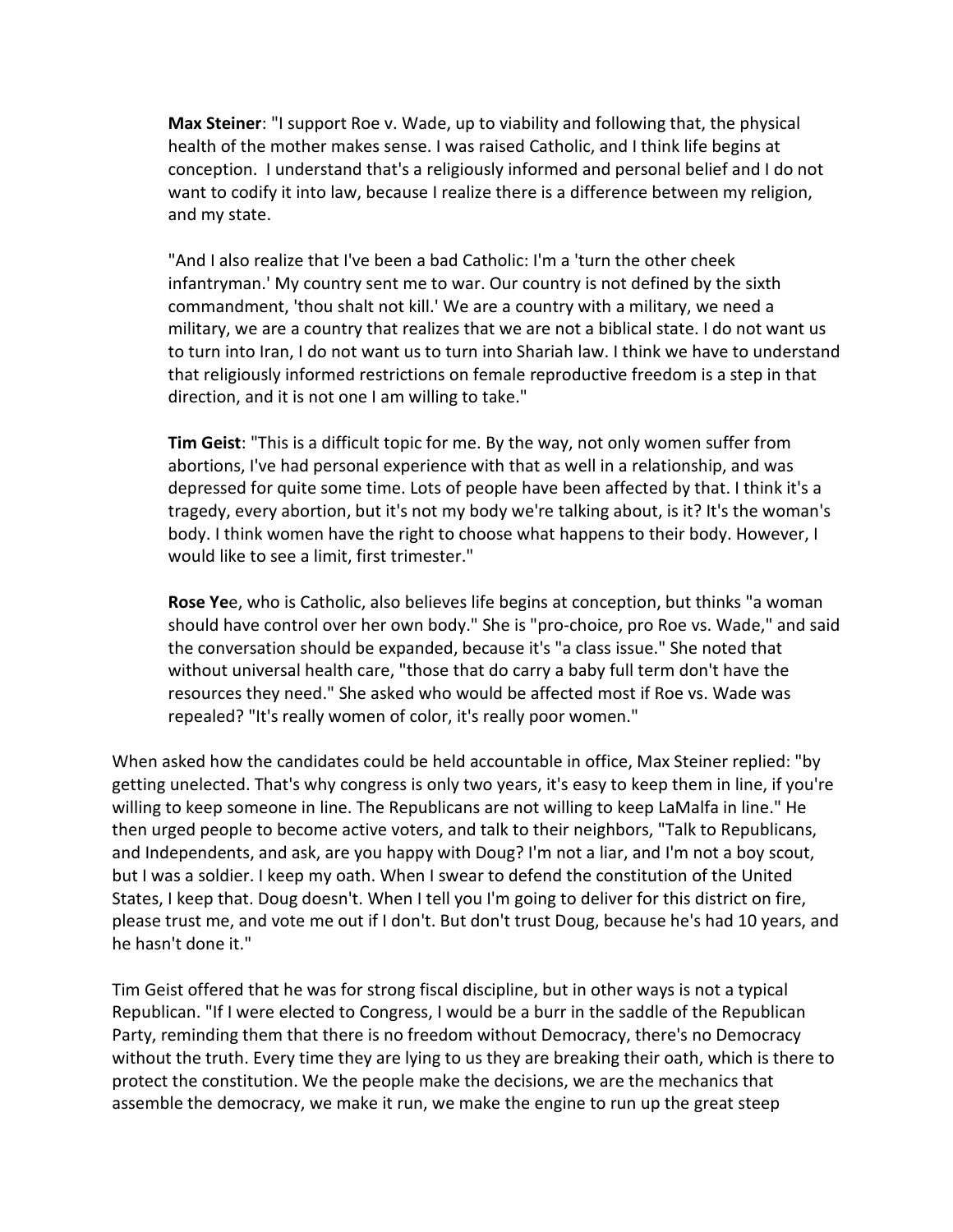**Max Steiner**: "I support Roe v. Wade, up to viability and following that, the physical health of the mother makes sense. I was raised Catholic, and I think life begins at conception. I understand that's a religiously informed and personal belief and I do not want to codify it into law, because I realize there is a difference between my religion, and my state.

"And I also realize that I've been a bad Catholic: I'm a 'turn the other cheek infantryman.' My country sent me to war. Our country is not defined by the sixth commandment, 'thou shalt not kill.' We are a country with a military, we need a military, we are a country that realizes that we are not a biblical state. I do not want us to turn into Iran, I do not want us to turn into Shariah law. I think we have to understand that religiously informed restrictions on female reproductive freedom is a step in that direction, and it is not one I am willing to take."

**Tim Geist**: "This is a difficult topic for me. By the way, not only women suffer from abortions, I've had personal experience with that as well in a relationship, and was depressed for quite some time. Lots of people have been affected by that. I think it's a tragedy, every abortion, but it's not my body we're talking about, is it? It's the woman's body. I think women have the right to choose what happens to their body. However, I would like to see a limit, first trimester."

**Rose Ye**e, who is Catholic, also believes life begins at conception, but thinks "a woman should have control over her own body." She is "pro-choice, pro Roe vs. Wade," and said the conversation should be expanded, because it's "a class issue." She noted that without universal health care, "those that do carry a baby full term don't have the resources they need." She asked who would be affected most if Roe vs. Wade was repealed? "It's really women of color, it's really poor women."

When asked how the candidates could be held accountable in office, Max Steiner replied: "by getting unelected. That's why congress is only two years, it's easy to keep them in line, if you're willing to keep someone in line. The Republicans are not willing to keep LaMalfa in line." He then urged people to become active voters, and talk to their neighbors, "Talk to Republicans, and Independents, and ask, are you happy with Doug? I'm not a liar, and I'm not a boy scout, but I was a soldier. I keep my oath. When I swear to defend the constitution of the United States, I keep that. Doug doesn't. When I tell you I'm going to deliver for this district on fire, please trust me, and vote me out if I don't. But don't trust Doug, because he's had 10 years, and he hasn't done it."

Tim Geist offered that he was for strong fiscal discipline, but in other ways is not a typical Republican. "If I were elected to Congress, I would be a burr in the saddle of the Republican Party, reminding them that there is no freedom without Democracy, there's no Democracy without the truth. Every time they are lying to us they are breaking their oath, which is there to protect the constitution. We the people make the decisions, we are the mechanics that assemble the democracy, we make it run, we make the engine to run up the great steep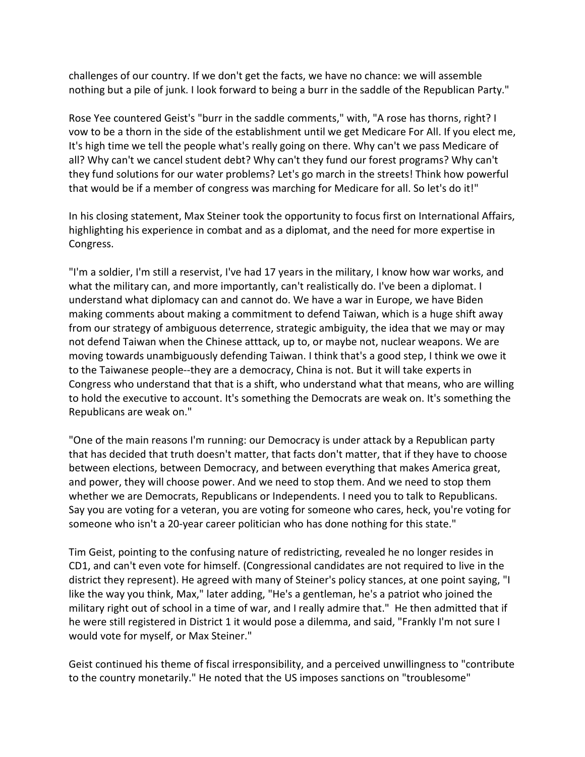challenges of our country. If we don't get the facts, we have no chance: we will assemble nothing but a pile of junk. I look forward to being a burr in the saddle of the Republican Party."

Rose Yee countered Geist's "burr in the saddle comments," with, "A rose has thorns, right? I vow to be a thorn in the side of the establishment until we get Medicare For All. If you elect me, It's high time we tell the people what's really going on there. Why can't we pass Medicare of all? Why can't we cancel student debt? Why can't they fund our forest programs? Why can't they fund solutions for our water problems? Let's go march in the streets! Think how powerful that would be if a member of congress was marching for Medicare for all. So let's do it!"

In his closing statement, Max Steiner took the opportunity to focus first on International Affairs, highlighting his experience in combat and as a diplomat, and the need for more expertise in Congress.

"I'm a soldier, I'm still a reservist, I've had 17 years in the military, I know how war works, and what the military can, and more importantly, can't realistically do. I've been a diplomat. I understand what diplomacy can and cannot do. We have a war in Europe, we have Biden making comments about making a commitment to defend Taiwan, which is a huge shift away from our strategy of ambiguous deterrence, strategic ambiguity, the idea that we may or may not defend Taiwan when the Chinese atttack, up to, or maybe not, nuclear weapons. We are moving towards unambiguously defending Taiwan. I think that's a good step, I think we owe it to the Taiwanese people--they are a democracy, China is not. But it will take experts in Congress who understand that that is a shift, who understand what that means, who are willing to hold the executive to account. It's something the Democrats are weak on. It's something the Republicans are weak on."

"One of the main reasons I'm running: our Democracy is under attack by a Republican party that has decided that truth doesn't matter, that facts don't matter, that if they have to choose between elections, between Democracy, and between everything that makes America great, and power, they will choose power. And we need to stop them. And we need to stop them whether we are Democrats, Republicans or Independents. I need you to talk to Republicans. Say you are voting for a veteran, you are voting for someone who cares, heck, you're voting for someone who isn't a 20-year career politician who has done nothing for this state."

Tim Geist, pointing to the confusing nature of redistricting, revealed he no longer resides in CD1, and can't even vote for himself. (Congressional candidates are not required to live in the district they represent). He agreed with many of Steiner's policy stances, at one point saying, "I like the way you think, Max," later adding, "He's a gentleman, he's a patriot who joined the military right out of school in a time of war, and I really admire that." He then admitted that if he were still registered in District 1 it would pose a dilemma, and said, "Frankly I'm not sure I would vote for myself, or Max Steiner."

Geist continued his theme of fiscal irresponsibility, and a perceived unwillingness to "contribute to the country monetarily." He noted that the US imposes sanctions on "troublesome"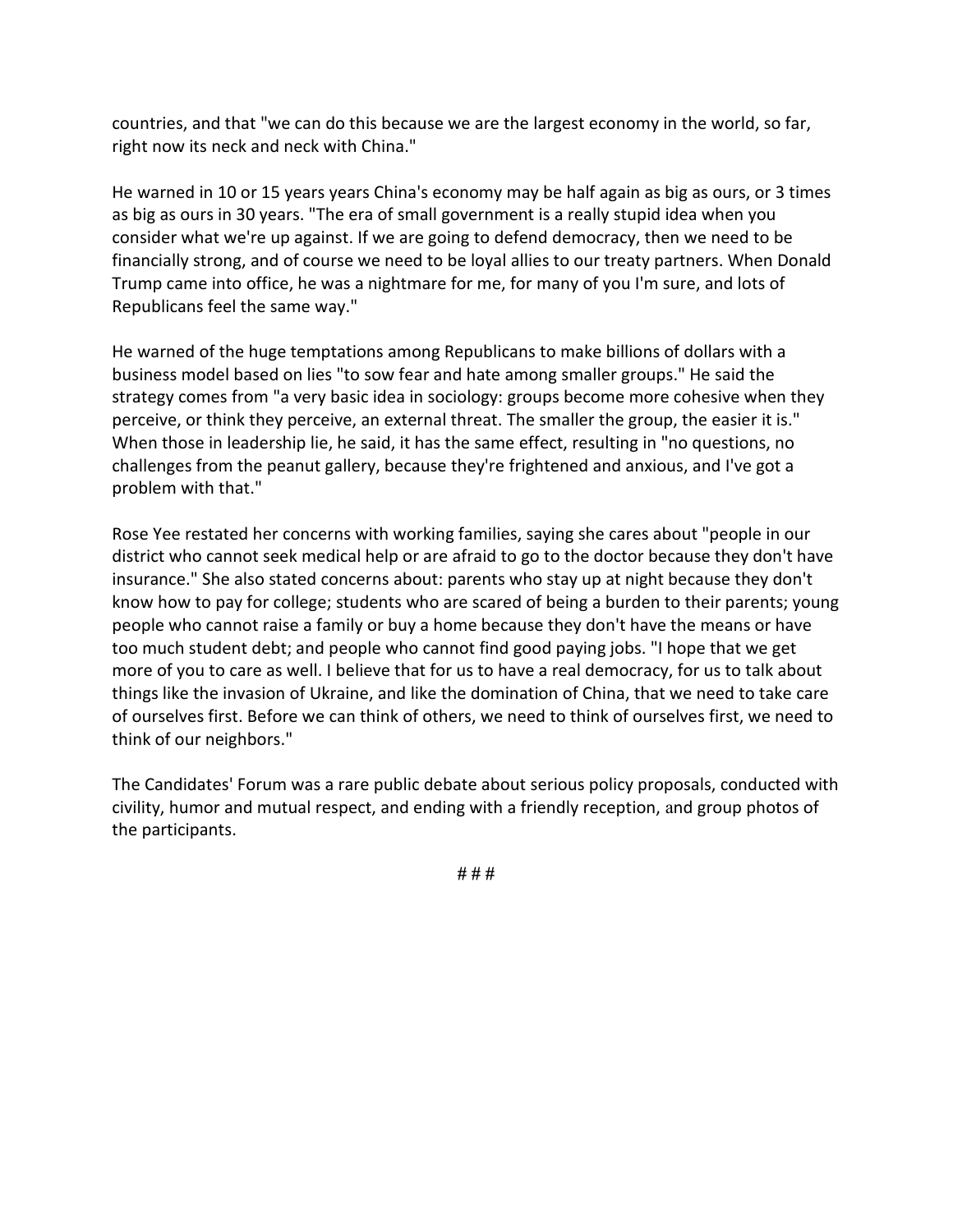countries, and that "we can do this because we are the largest economy in the world, so far, right now its neck and neck with China."

He warned in 10 or 15 years years China's economy may be half again as big as ours, or 3 times as big as ours in 30 years. "The era of small government is a really stupid idea when you consider what we're up against. If we are going to defend democracy, then we need to be financially strong, and of course we need to be loyal allies to our treaty partners. When Donald Trump came into office, he was a nightmare for me, for many of you I'm sure, and lots of Republicans feel the same way."

He warned of the huge temptations among Republicans to make billions of dollars with a business model based on lies "to sow fear and hate among smaller groups." He said the strategy comes from "a very basic idea in sociology: groups become more cohesive when they perceive, or think they perceive, an external threat. The smaller the group, the easier it is." When those in leadership lie, he said, it has the same effect, resulting in "no questions, no challenges from the peanut gallery, because they're frightened and anxious, and I've got a problem with that."

Rose Yee restated her concerns with working families, saying she cares about "people in our district who cannot seek medical help or are afraid to go to the doctor because they don't have insurance." She also stated concerns about: parents who stay up at night because they don't know how to pay for college; students who are scared of being a burden to their parents; young people who cannot raise a family or buy a home because they don't have the means or have too much student debt; and people who cannot find good paying jobs. "I hope that we get more of you to care as well. I believe that for us to have a real democracy, for us to talk about things like the invasion of Ukraine, and like the domination of China, that we need to take care of ourselves first. Before we can think of others, we need to think of ourselves first, we need to think of our neighbors."

The Candidates' Forum was a rare public debate about serious policy proposals, conducted with civility, humor and mutual respect, and ending with a friendly reception, and group photos of the participants.

# # #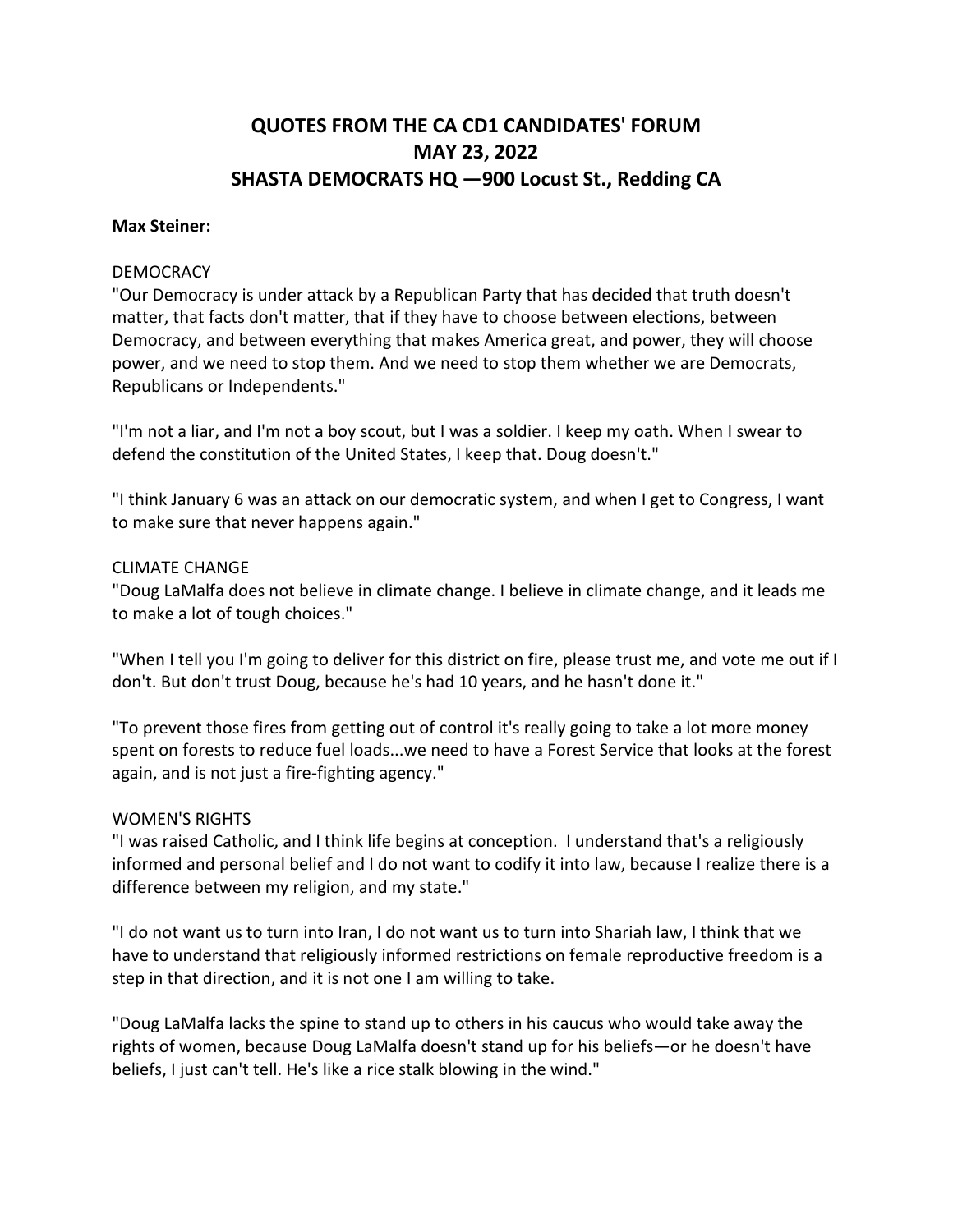# QUOTES FROM THE CA CD1 CANDIDATES' FORUM
# MAY 23, 2022
# SHASTA DEMOCRATS HQ —900 Locust St., Redding CA

**Max Steiner:**

DEMOCRACY

"Our Democracy is under attack by a Republican Party that has decided that truth doesn't matter, that facts don't matter, that if they have to choose between elections, between Democracy, and between everything that makes America great, and power, they will choose power, and we need to stop them. And we need to stop them whether we are Democrats, Republicans or Independents."

"I'm not a liar, and I'm not a boy scout, but I was a soldier. I keep my oath. When I swear to defend the constitution of the United States, I keep that. Doug doesn't."

"I think January 6 was an attack on our democratic system, and when I get to Congress, I want to make sure that never happens again."

CLIMATE CHANGE

"Doug LaMalfa does not believe in climate change. I believe in climate change, and it leads me to make a lot of tough choices."

"When I tell you I'm going to deliver for this district on fire, please trust me, and vote me out if I don't. But don't trust Doug, because he's had 10 years, and he hasn't done it."

"To prevent those fires from getting out of control it's really going to take a lot more money spent on forests to reduce fuel loads...we need to have a Forest Service that looks at the forest again, and is not just a fire-fighting agency."

WOMEN'S RIGHTS

"I was raised Catholic, and I think life begins at conception. I understand that's a religiously informed and personal belief and I do not want to codify it into law, because I realize there is a difference between my religion, and my state."

"I do not want us to turn into Iran, I do not want us to turn into Shariah law, I think that we have to understand that religiously informed restrictions on female reproductive freedom is a step in that direction, and it is not one I am willing to take.

"Doug LaMalfa lacks the spine to stand up to others in his caucus who would take away the rights of women, because Doug LaMalfa doesn't stand up for his beliefs—or he doesn't have beliefs, I just can't tell. He's like a rice stalk blowing in the wind."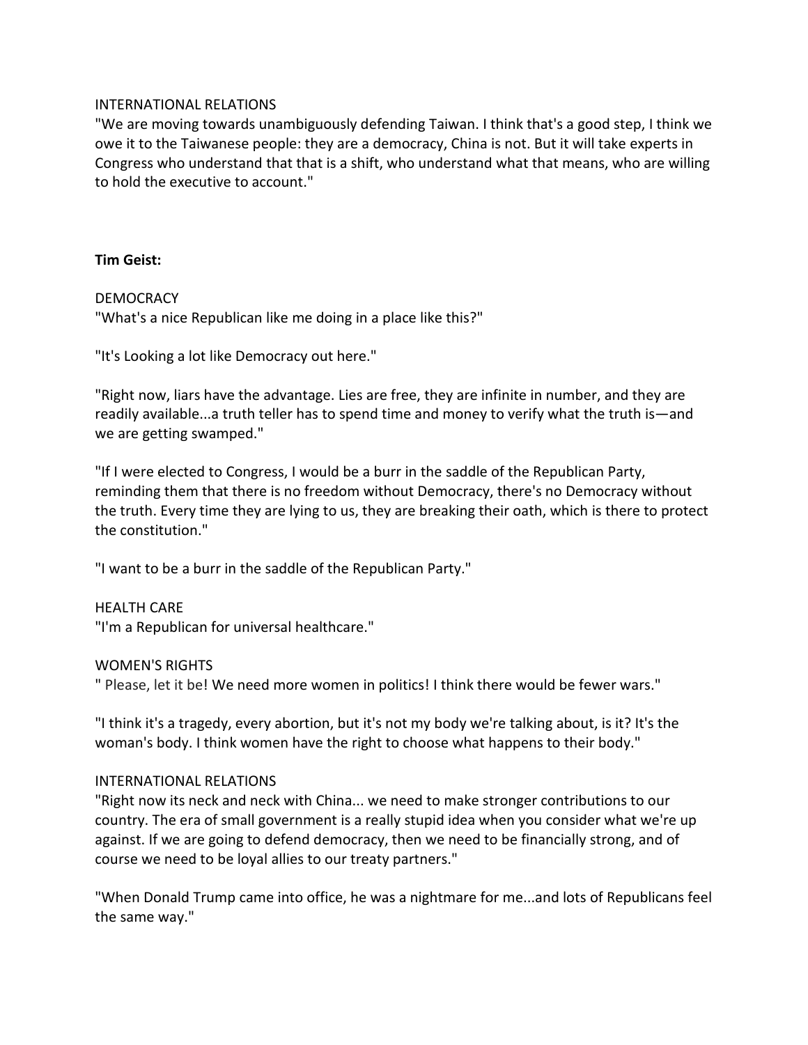INTERNATIONAL RELATIONS
"We are moving towards unambiguously defending Taiwan. I think that's a good step, I think we owe it to the Taiwanese people: they are a democracy, China is not. But it will take experts in Congress who understand that that is a shift, who understand what that means, who are willing to hold the executive to account."

**Tim Geist:**

DEMOCRACY
"What's a nice Republican like me doing in a place like this?"

"It's Looking a lot like Democracy out here."

"Right now, liars have the advantage. Lies are free, they are infinite in number, and they are readily available...a truth teller has to spend time and money to verify what the truth is—and we are getting swamped."

"If I were elected to Congress, I would be a burr in the saddle of the Republican Party, reminding them that there is no freedom without Democracy, there's no Democracy without the truth. Every time they are lying to us, they are breaking their oath, which is there to protect the constitution."

"I want to be a burr in the saddle of the Republican Party."

HEALTH CARE
"I'm a Republican for universal healthcare."

WOMEN'S RIGHTS
" Please, let it be! We need more women in politics! I think there would be fewer wars."

"I think it's a tragedy, every abortion, but it's not my body we're talking about, is it? It's the woman's body. I think women have the right to choose what happens to their body."

INTERNATIONAL RELATIONS
"Right now its neck and neck with China... we need to make stronger contributions to our country. The era of small government is a really stupid idea when you consider what we're up against. If we are going to defend democracy, then we need to be financially strong, and of course we need to be loyal allies to our treaty partners."

"When Donald Trump came into office, he was a nightmare for me...and lots of Republicans feel the same way."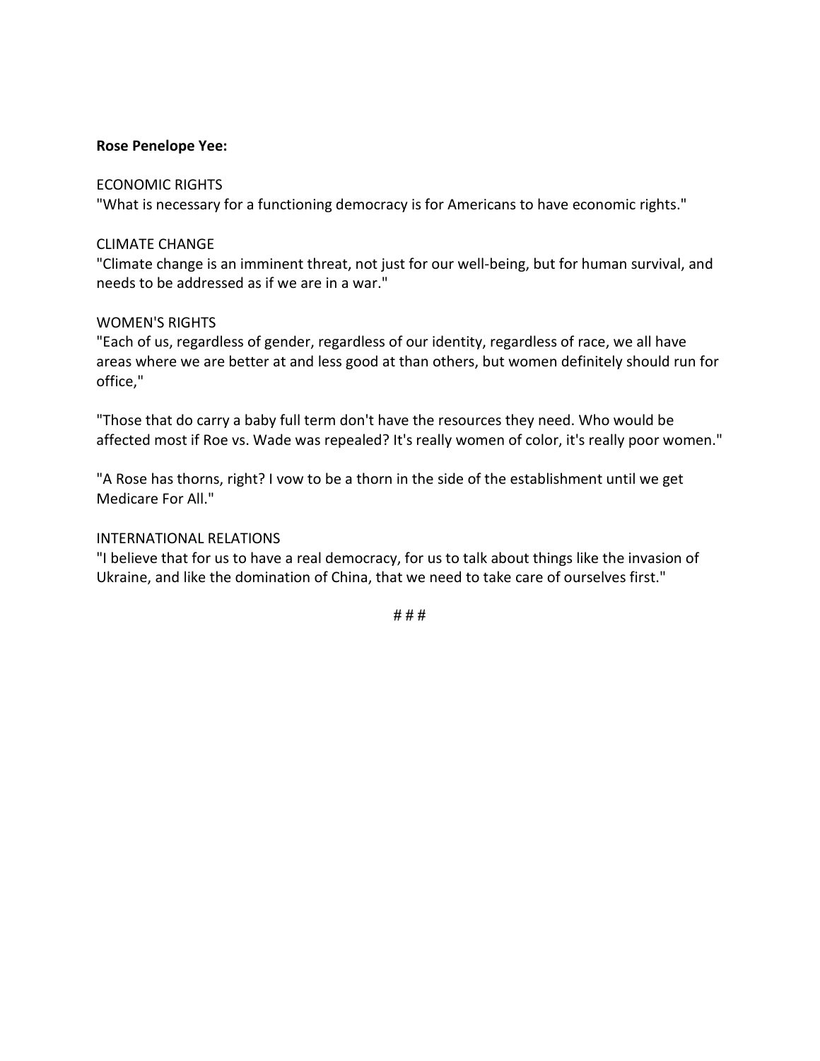**Rose Penelope Yee:**

ECONOMIC RIGHTS
"What is necessary for a functioning democracy is for Americans to have economic rights."

CLIMATE CHANGE
"Climate change is an imminent threat, not just for our well-being, but for human survival, and needs to be addressed as if we are in a war."

WOMEN'S RIGHTS
"Each of us, regardless of gender, regardless of our identity, regardless of race, we all have areas where we are better at and less good at than others, but women definitely should run for office,"

"Those that do carry a baby full term don't have the resources they need. Who would be affected most if Roe vs. Wade was repealed? It's really women of color, it's really poor women."

"A Rose has thorns, right? I vow to be a thorn in the side of the establishment until we get Medicare For All."

INTERNATIONAL RELATIONS
"I believe that for us to have a real democracy, for us to talk about things like the invasion of Ukraine, and like the domination of China, that we need to take care of ourselves first."

# # #